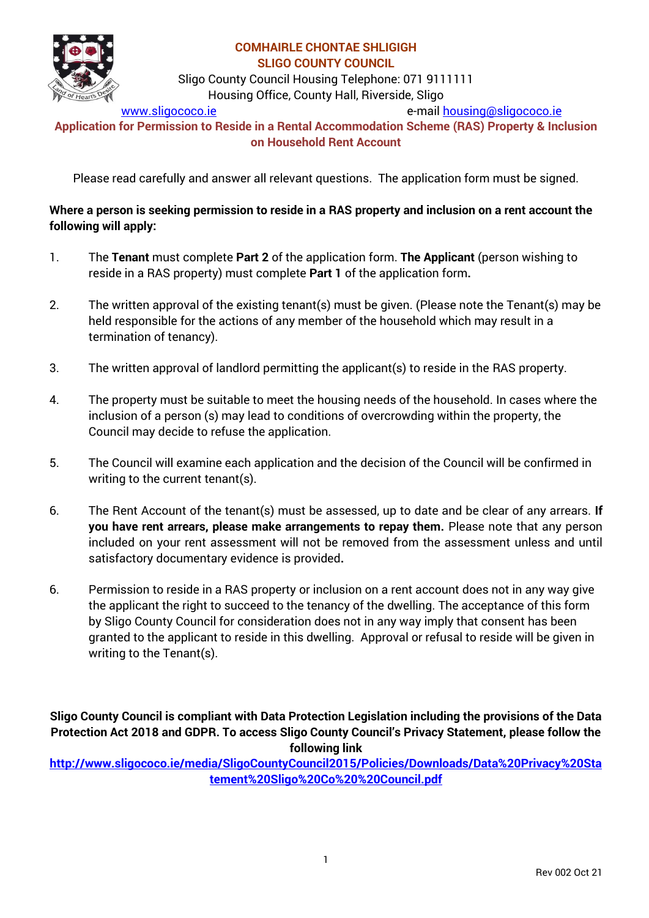# COMHAIRLE CHONTAE SHLIGIGH
# SLIGO COUNTY COUNCIL

Sligo County Council Housing Telephone: 071 9111111
Housing Office, County Hall, Riverside, Sligo

www.sligococo.ie e-mail housing@sligococo.ie

## Application for Permission to Reside in a Rental Accommodation Scheme (RAS) Property & Inclusion on Household Rent Account

Please read carefully and answer all relevant questions. The application form must be signed.

**Where a person is seeking permission to reside in a RAS property and inclusion on a rent account the following will apply:**

1. The **Tenant** must complete **Part 2** of the application form. **The Applicant** (person wishing to reside in a RAS property) must complete **Part 1** of the application form**.**

2. The written approval of the existing tenant(s) must be given. (Please note the Tenant(s) may be held responsible for the actions of any member of the household which may result in a termination of tenancy).

3. The written approval of landlord permitting the applicant(s) to reside in the RAS property.

4. The property must be suitable to meet the housing needs of the household. In cases where the inclusion of a person (s) may lead to conditions of overcrowding within the property, the Council may decide to refuse the application.

5. The Council will examine each application and the decision of the Council will be confirmed in writing to the current tenant(s).

6. The Rent Account of the tenant(s) must be assessed, up to date and be clear of any arrears. **If you have rent arrears, please make arrangements to repay them.** Please note that any person included on your rent assessment will not be removed from the assessment unless and until satisfactory documentary evidence is provided**.**

6. Permission to reside in a RAS property or inclusion on a rent account does not in any way give the applicant the right to succeed to the tenancy of the dwelling. The acceptance of this form by Sligo County Council for consideration does not in any way imply that consent has been granted to the applicant to reside in this dwelling. Approval or refusal to reside will be given in writing to the Tenant(s).

**Sligo County Council is compliant with Data Protection Legislation including the provisions of the Data Protection Act 2018 and GDPR. To access Sligo County Council's Privacy Statement, please follow the following link**

**http://www.sligococo.ie/media/SligoCountyCouncil2015/Policies/Downloads/Data%20Privacy%20Statement%20Sligo%20Co%20%20Council.pdf**

Rev 002 Oct 21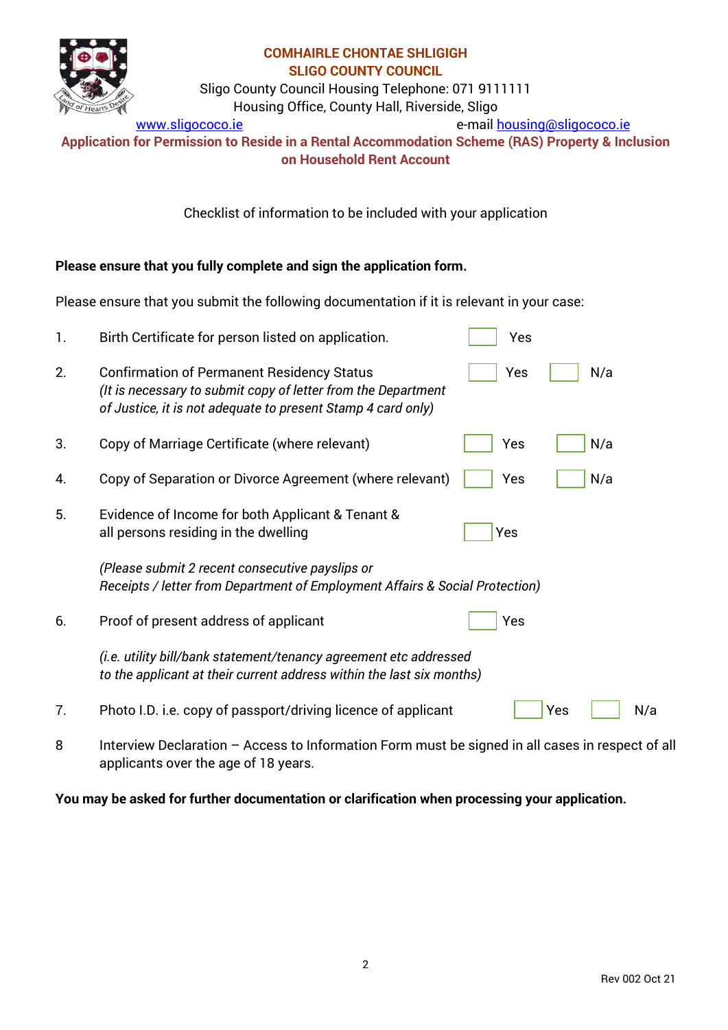**COMHAIRLE CHONTAE SHLIGIGH**
**SLIGO COUNTY COUNCIL**
Sligo County Council Housing Telephone: 071 9111111
Housing Office, County Hall, Riverside, Sligo
www.sligococo.ie e-mail housing@sligococo.ie

**Application for Permission to Reside in a Rental Accommodation Scheme (RAS) Property & Inclusion on Household Rent Account**

Checklist of information to be included with your application

**Please ensure that you fully complete and sign the application form.**

Please ensure that you submit the following documentation if it is relevant in your case:

1. Birth Certificate for person listed on application. ☐ Yes
2. Confirmation of Permanent Residency Status ☐ Yes ☐ N/a
   *(It is necessary to submit copy of letter from the Department of Justice, it is not adequate to present Stamp 4 card only)*
3. Copy of Marriage Certificate (where relevant) ☐ Yes ☐ N/a
4. Copy of Separation or Divorce Agreement (where relevant) ☐ Yes ☐ N/a
5. Evidence of Income for both Applicant & Tenant & all persons residing in the dwelling ☐ Yes

   *(Please submit 2 recent consecutive payslips or Receipts / letter from Department of Employment Affairs & Social Protection)*
6. Proof of present address of applicant ☐ Yes

   *(i.e. utility bill/bank statement/tenancy agreement etc addressed to the applicant at their current address within the last six months)*
7. Photo I.D. i.e. copy of passport/driving licence of applicant ☐ Yes ☐ N/a
8. Interview Declaration – Access to Information Form must be signed in all cases in respect of all applicants over the age of 18 years.

**You may be asked for further documentation or clarification when processing your application.**

Rev 002 Oct 21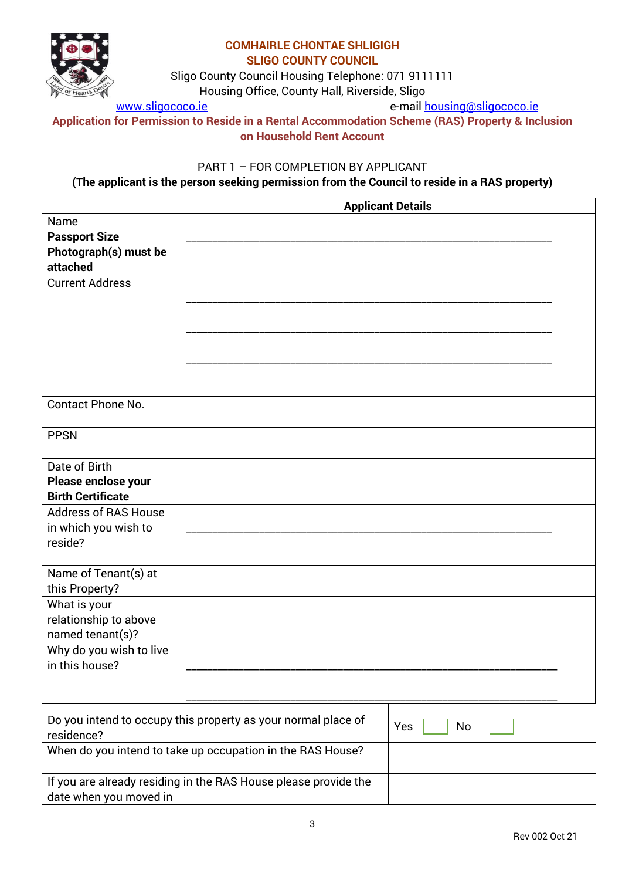**COMHAIRLE CHONTAE SHLIGIGH**
**SLIGO COUNTY COUNCIL**

Sligo County Council Housing Telephone: 071 9111111
Housing Office, County Hall, Riverside, Sligo
www.sligococo.ie e-mail housing@sligococo.ie

## Application for Permission to Reside in a Rental Accommodation Scheme (RAS) Property & Inclusion on Household Rent Account

PART 1 – FOR COMPLETION BY APPLICANT
**(The applicant is the person seeking permission from the Council to reside in a RAS property)**

| | **Applicant Details** |
|---|---|
| Name **Passport Size Photograph(s) must be attached** | ________________________________________ |
| Current Address | ________________________________________<br>________________________________________<br>________________________________________ |
| Contact Phone No. | |
| PPSN | |
| Date of Birth **Please enclose your Birth Certificate** | |
| Address of RAS House in which you wish to reside? | ________________________________________ |
| Name of Tenant(s) at this Property? | |
| What is your relationship to above named tenant(s)? | |
| Why do you wish to live in this house? | ________________________________________<br>________________________________________ |

| | |
|---|---|
| Do you intend to occupy this property as your normal place of residence? | Yes ☐ No ☐ |
| When do you intend to take up occupation in the RAS House? | |
| If you are already residing in the RAS House please provide the date when you moved in | |

Rev 002 Oct 21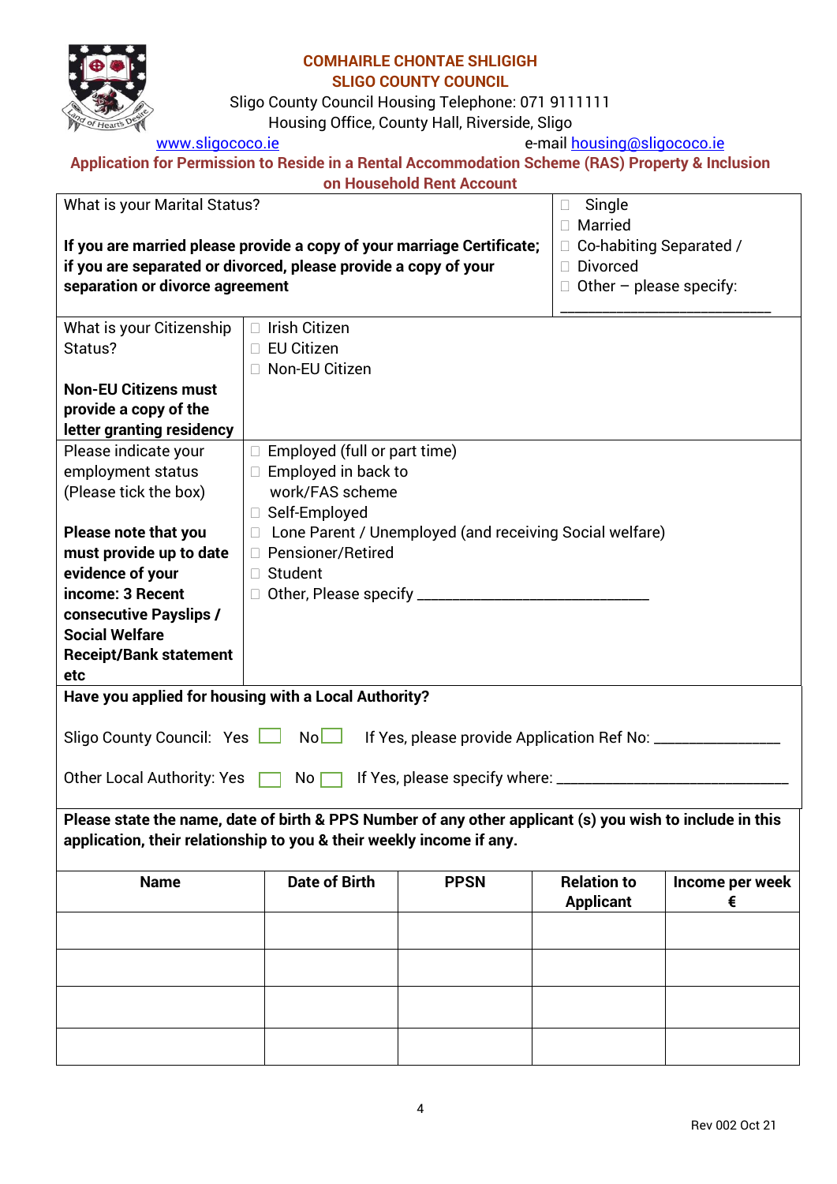**COMHAIRLE CHONTAE SHLIGIGH**
**SLIGO COUNTY COUNCIL**

Sligo County Council Housing Telephone: 071 9111111
Housing Office, County Hall, Riverside, Sligo
www.sligococo.ie e-mail housing@sligococo.ie

**Application for Permission to Reside in a Rental Accommodation Scheme (RAS) Property & Inclusion on Household Rent Account**

| | |
|---|---|
| What is your Marital Status?<br><br>**If you are married please provide a copy of your marriage Certificate; if you are separated or divorced, please provide a copy of your separation or divorce agreement** | ☐ Single<br>☐ Married<br>☐ Co-habiting Separated /<br>☐ Divorced<br>☐ Other – please specify:<br>___________________________ |
| What is your Citizenship Status?<br><br>**Non-EU Citizens must provide a copy of the letter granting residency** | ☐ Irish Citizen<br>☐ EU Citizen<br>☐ Non-EU Citizen |
| Please indicate your employment status (Please tick the box)<br><br>**Please note that you must provide up to date evidence of your income: 3 Recent consecutive Payslips / Social Welfare Receipt/Bank statement etc** | ☐ Employed (full or part time)<br>☐ Employed in back to work/FAS scheme<br>☐ Self-Employed<br>☐ Lone Parent / Unemployed (and receiving Social welfare)<br>☐ Pensioner/Retired<br>☐ Student<br>☐ Other, Please specify _______________________________ |

**Have you applied for housing with a Local Authority?**

Sligo County Council: Yes ☐ No ☐ If Yes, please provide Application Ref No: ________________

Other Local Authority: Yes ☐ No ☐ If Yes, please specify where: ______________________________

**Please state the name, date of birth & PPS Number of any other applicant (s) you wish to include in this application, their relationship to you & their weekly income if any.**

| Name | Date of Birth | PPSN | Relation to Applicant | Income per week € |
|---|---|---|---|---|
| | | | | |
| | | | | |
| | | | | |
| | | | | |

Rev 002 Oct 21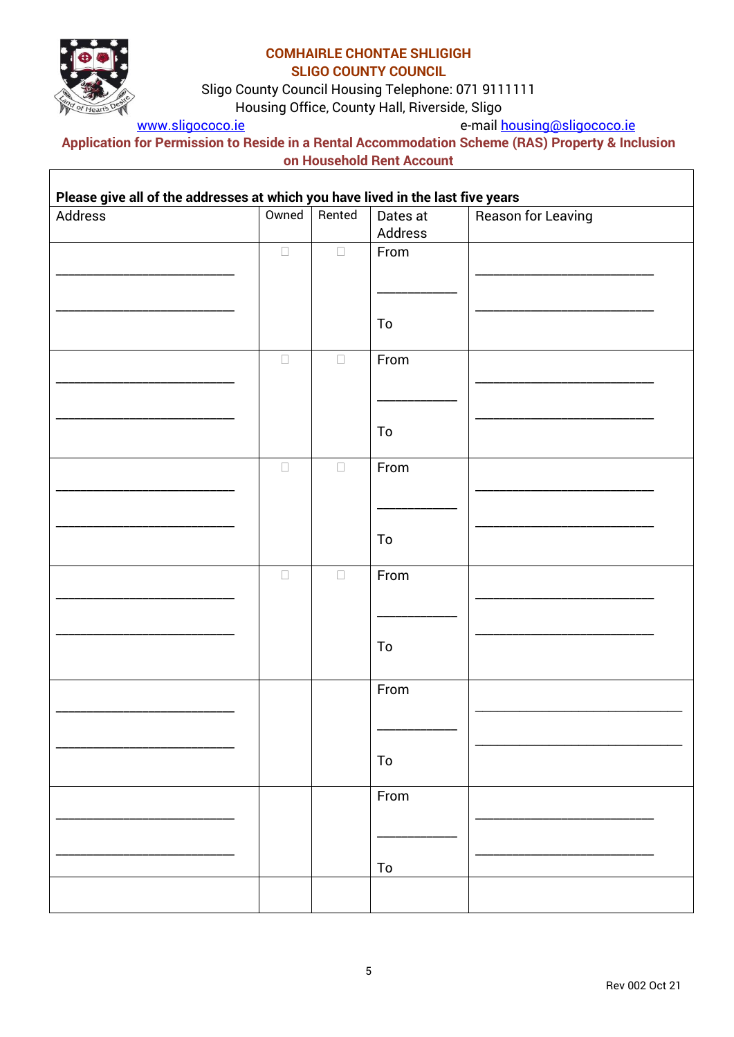**COMHAIRLE CHONTAE SHLIGIGH**
**SLIGO COUNTY COUNCIL**
Sligo County Council Housing Telephone: 071 9111111
Housing Office, County Hall, Riverside, Sligo
www.sligococo.ie e-mail housing@sligococo.ie

**Application for Permission to Reside in a Rental Accommodation Scheme (RAS) Property & Inclusion on Household Rent Account**

**Please give all of the addresses at which you have lived in the last five years**

| Address | Owned | Rented | Dates at Address | Reason for Leaving |
|---|---|---|---|---|
| ___________________________ ___________________________ | ☐ | ☐ | From ___________ To | ___________________________ ___________________________ |
| ___________________________ ___________________________ | ☐ | ☐ | From ___________ To | ___________________________ ___________________________ |
| ___________________________ ___________________________ | ☐ | ☐ | From ___________ To | ___________________________ ___________________________ |
| ___________________________ ___________________________ | ☐ | ☐ | From ___________ To | ___________________________ ___________________________ |
| ___________________________ ___________________________ | | | From ___________ To | ___________________________ ___________________________ |
| ___________________________ ___________________________ | | | From ___________ To | ___________________________ ___________________________ |
| | | | | |

Rev 002 Oct 21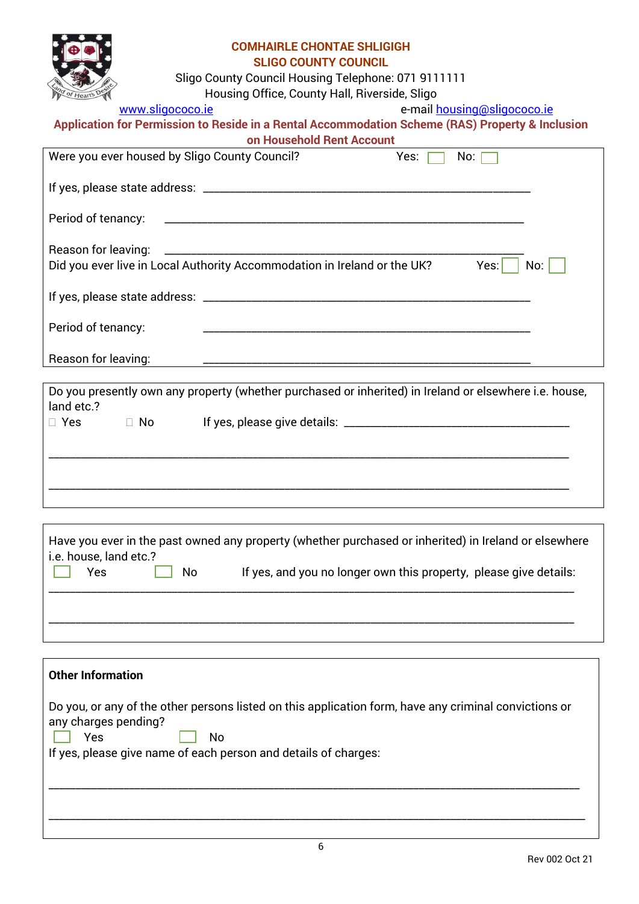**COMHAIRLE CHONTAE SHLIGIGH**
**SLIGO COUNTY COUNCIL**

Sligo County Council Housing Telephone: 071 9111111
Housing Office, County Hall, Riverside, Sligo
www.sligococo.ie e-mail housing@sligococo.ie

## Application for Permission to Reside in a Rental Accommodation Scheme (RAS) Property & Inclusion on Household Rent Account

Were you ever housed by Sligo County Council? Yes: ☐ No: ☐

If yes, please state address: ______________________________________________________

Period of tenancy: ______________________________________________________

Reason for leaving: ______________________________________________________

Did you ever live in Local Authority Accommodation in Ireland or the UK? Yes: ☐ No: ☐

If yes, please state address: ______________________________________________________

Period of tenancy: ______________________________________________________

Reason for leaving: ______________________________________________________

---

Do you presently own any property (whether purchased or inherited) in Ireland or elsewhere i.e. house, land etc.?

☐ Yes ☐ No If yes, please give details: ____________________________________

______________________________________________________________________________

______________________________________________________________________________

---

Have you ever in the past owned any property (whether purchased or inherited) in Ireland or elsewhere i.e. house, land etc.?

☐ Yes ☐ No If yes, and you no longer own this property, please give details:

______________________________________________________________________________

______________________________________________________________________________

---

**Other Information**

Do you, or any of the other persons listed on this application form, have any criminal convictions or any charges pending?

☐ Yes ☐ No

If yes, please give name of each person and details of charges:

______________________________________________________________________________

______________________________________________________________________________

Rev 002 Oct 21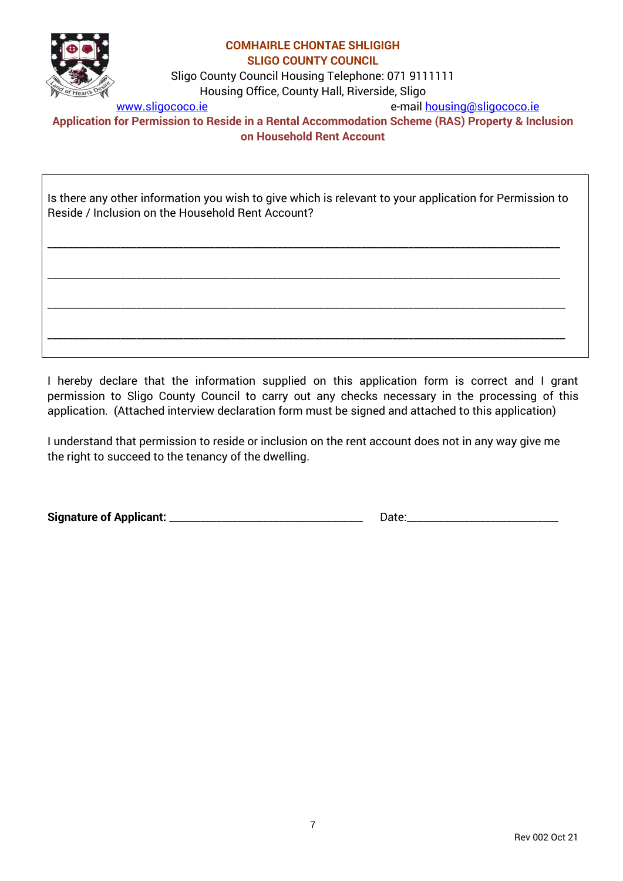**COMHAIRLE CHONTAE SHLIGIGH**
**SLIGO COUNTY COUNCIL**

Sligo County Council Housing Telephone: 071 9111111
Housing Office, County Hall, Riverside, Sligo
www.sligococo.ie e-mail housing@sligococo.ie

**Application for Permission to Reside in a Rental Accommodation Scheme (RAS) Property & Inclusion on Household Rent Account**

Is there any other information you wish to give which is relevant to your application for Permission to Reside / Inclusion on the Household Rent Account?

_______________________________________________________________________________

_______________________________________________________________________________

_______________________________________________________________________________

_______________________________________________________________________________

I hereby declare that the information supplied on this application form is correct and I grant permission to Sligo County Council to carry out any checks necessary in the processing of this application. (Attached interview declaration form must be signed and attached to this application)

I understand that permission to reside or inclusion on the rent account does not in any way give me the right to succeed to the tenancy of the dwelling.

**Signature of Applicant:** ______________________________ Date:________________________

Rev 002 Oct 21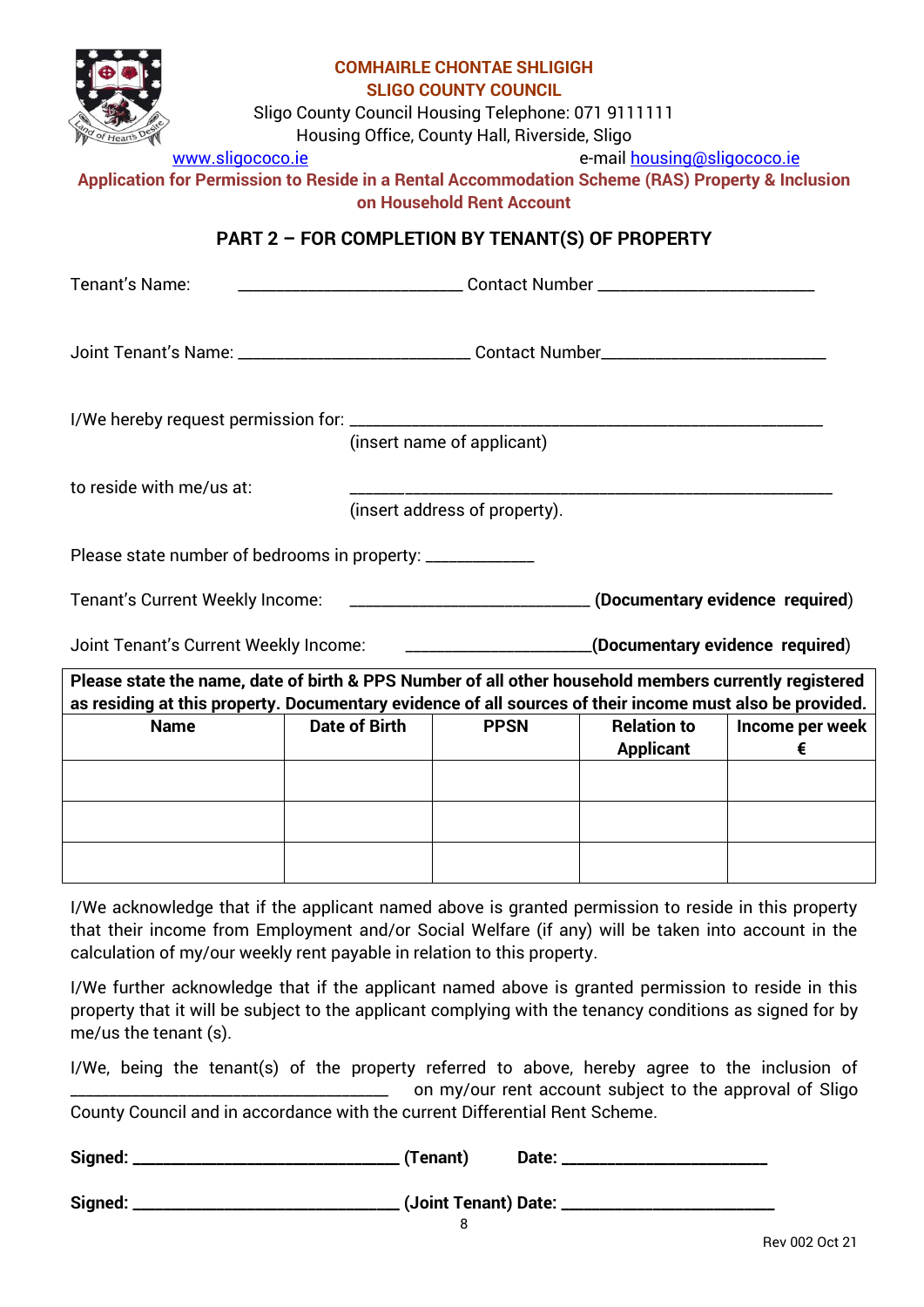**COMHAIRLE CHONTAE SHLIGIGH**
**SLIGO COUNTY COUNCIL**

Sligo County Council Housing Telephone: 071 9111111
Housing Office, County Hall, Riverside, Sligo

www.sligococo.ie e-mail housing@sligococo.ie

**Application for Permission to Reside in a Rental Accommodation Scheme (RAS) Property & Inclusion on Household Rent Account**

## PART 2 – FOR COMPLETION BY TENANT(S) OF PROPERTY

Tenant's Name: ___________________________ Contact Number ___________________________

Joint Tenant's Name: ___________________________ Contact Number___________________________

I/We hereby request permission for: ___________________________________________________________
(insert name of applicant)

to reside with me/us at: ___________________________________________________________
(insert address of property).

Please state number of bedrooms in property: _____________

Tenant's Current Weekly Income: _____________________________ **(Documentary evidence required)**

Joint Tenant's Current Weekly Income: ______________________**(Documentary evidence required)**

**Please state the name, date of birth & PPS Number of all other household members currently registered as residing at this property. Documentary evidence of all sources of their income must also be provided.**

| Name | Date of Birth | PPSN | Relation to Applicant | Income per week € |
|---|---|---|---|---|
| | | | | |
| | | | | |
| | | | | |

I/We acknowledge that if the applicant named above is granted permission to reside in this property that their income from Employment and/or Social Welfare (if any) will be taken into account in the calculation of my/our weekly rent payable in relation to this property.

I/We further acknowledge that if the applicant named above is granted permission to reside in this property that it will be subject to the applicant complying with the tenancy conditions as signed for by me/us the tenant (s).

I/We, being the tenant(s) of the property referred to above, hereby agree to the inclusion of ______________________________________ on my/our rent account subject to the approval of Sligo County Council and in accordance with the current Differential Rent Scheme.

**Signed: ________________________________ (Tenant) Date: _________________________**

**Signed: ________________________________ (Joint Tenant) Date: _________________________**

Rev 002 Oct 21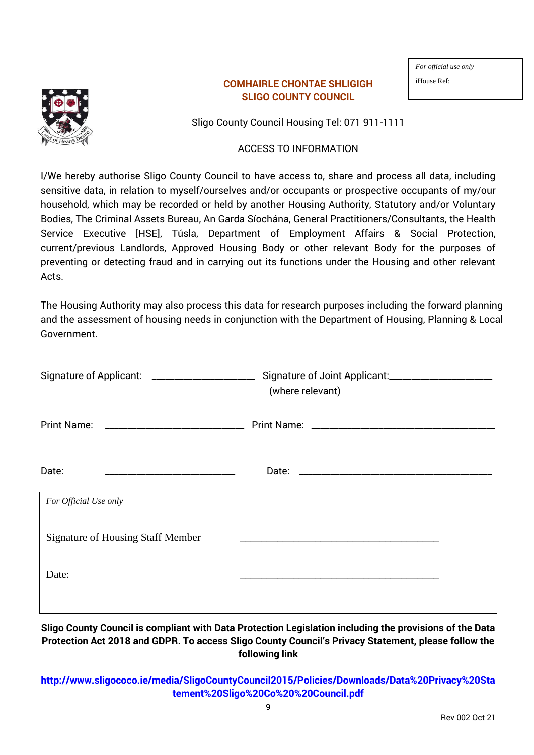*For official use only*

iHouse Ref: _______________

**COMHAIRLE CHONTAE SHLIGIGH**
**SLIGO COUNTY COUNCIL**

Sligo County Council Housing Tel: 071 911-1111

ACCESS TO INFORMATION

I/We hereby authorise Sligo County Council to have access to, share and process all data, including sensitive data, in relation to myself/ourselves and/or occupants or prospective occupants of my/our household, which may be recorded or held by another Housing Authority, Statutory and/or Voluntary Bodies, The Criminal Assets Bureau, An Garda Síochána, General Practitioners/Consultants, the Health Service Executive [HSE], Túsla, Department of Employment Affairs & Social Protection, current/previous Landlords, Approved Housing Body or other relevant Body for the purposes of preventing or detecting fraud and in carrying out its functions under the Housing and other relevant Acts.

The Housing Authority may also process this data for research purposes including the forward planning and the assessment of housing needs in conjunction with the Department of Housing, Planning & Local Government.

Signature of Applicant: ____________________ Signature of Joint Applicant:____________________
(where relevant)

Print Name: ___________________________ Print Name: ____________________________________

Date: _________________________ Date: ______________________________________

*For Official Use only*

Signature of Housing Staff Member ______________________________________

Date: ______________________________________

**Sligo County Council is compliant with Data Protection Legislation including the provisions of the Data Protection Act 2018 and GDPR. To access Sligo County Council's Privacy Statement, please follow the following link**

**http://www.sligococo.ie/media/SligoCountyCouncil2015/Policies/Downloads/Data%20Privacy%20Statement%20Sligo%20Co%20%20Council.pdf**

Rev 002 Oct 21